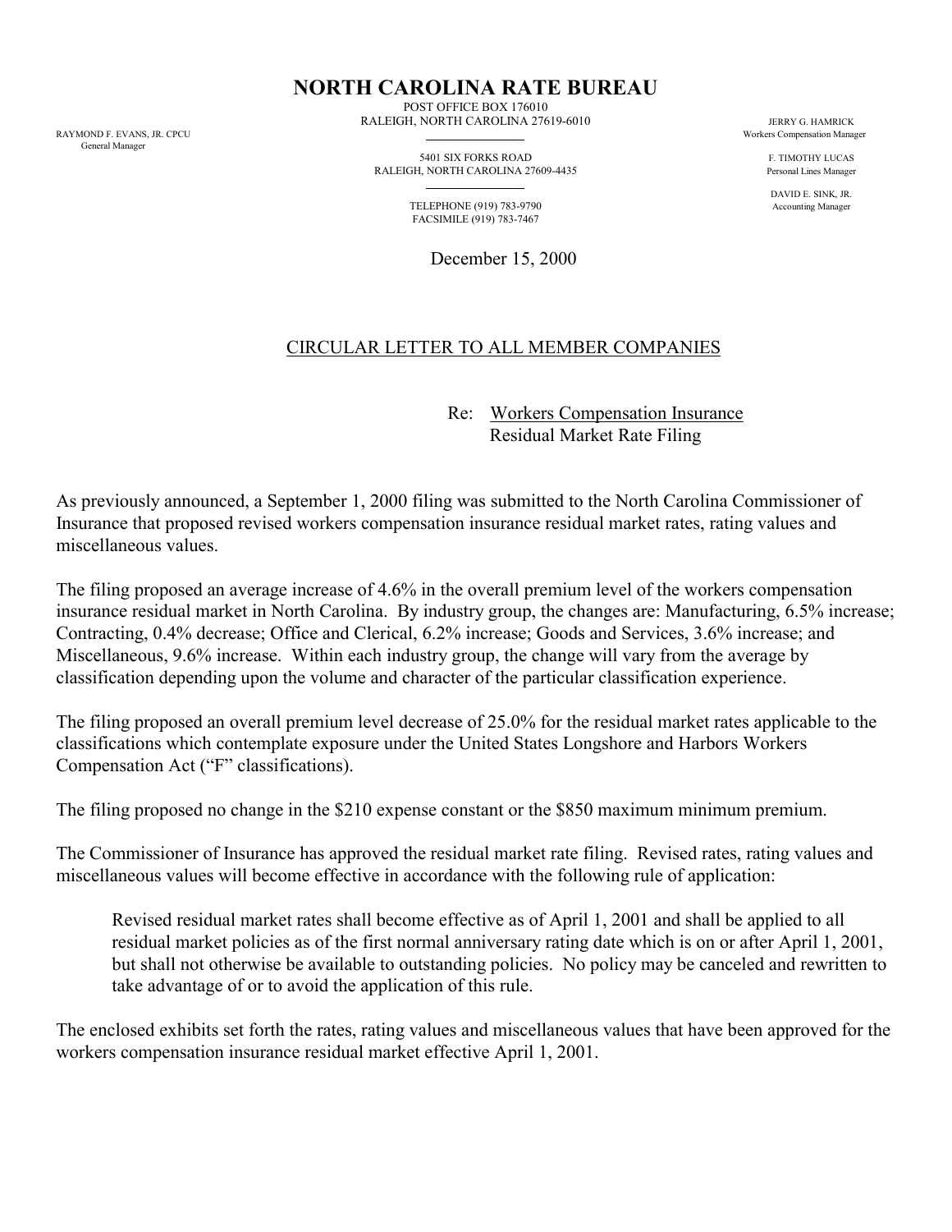# NORTH CAROLINA RATE BUREAU

POST OFFICE BOX 176010
RALEIGH, NORTH CAROLINA 27619-6010

5401 SIX FORKS ROAD
RALEIGH, NORTH CAROLINA 27609-4435

TELEPHONE (919) 783-9790
FACSIMILE (919) 783-7467

RAYMOND F. EVANS, JR. CPCU
General Manager

JERRY G. HAMRICK
Workers Compensation Manager

F. TIMOTHY LUCAS
Personal Lines Manager

DAVID E. SINK, JR.
Accounting Manager

December 15, 2000

CIRCULAR LETTER TO ALL MEMBER COMPANIES

Re: Workers Compensation Insurance
Residual Market Rate Filing

As previously announced, a September 1, 2000 filing was submitted to the North Carolina Commissioner of Insurance that proposed revised workers compensation insurance residual market rates, rating values and miscellaneous values.

The filing proposed an average increase of 4.6% in the overall premium level of the workers compensation insurance residual market in North Carolina. By industry group, the changes are: Manufacturing, 6.5% increase; Contracting, 0.4% decrease; Office and Clerical, 6.2% increase; Goods and Services, 3.6% increase; and Miscellaneous, 9.6% increase. Within each industry group, the change will vary from the average by classification depending upon the volume and character of the particular classification experience.

The filing proposed an overall premium level decrease of 25.0% for the residual market rates applicable to the classifications which contemplate exposure under the United States Longshore and Harbors Workers Compensation Act ("F" classifications).

The filing proposed no change in the $210 expense constant or the $850 maximum minimum premium.

The Commissioner of Insurance has approved the residual market rate filing. Revised rates, rating values and miscellaneous values will become effective in accordance with the following rule of application:

> Revised residual market rates shall become effective as of April 1, 2001 and shall be applied to all residual market policies as of the first normal anniversary rating date which is on or after April 1, 2001, but shall not otherwise be available to outstanding policies. No policy may be canceled and rewritten to take advantage of or to avoid the application of this rule.

The enclosed exhibits set forth the rates, rating values and miscellaneous values that have been approved for the workers compensation insurance residual market effective April 1, 2001.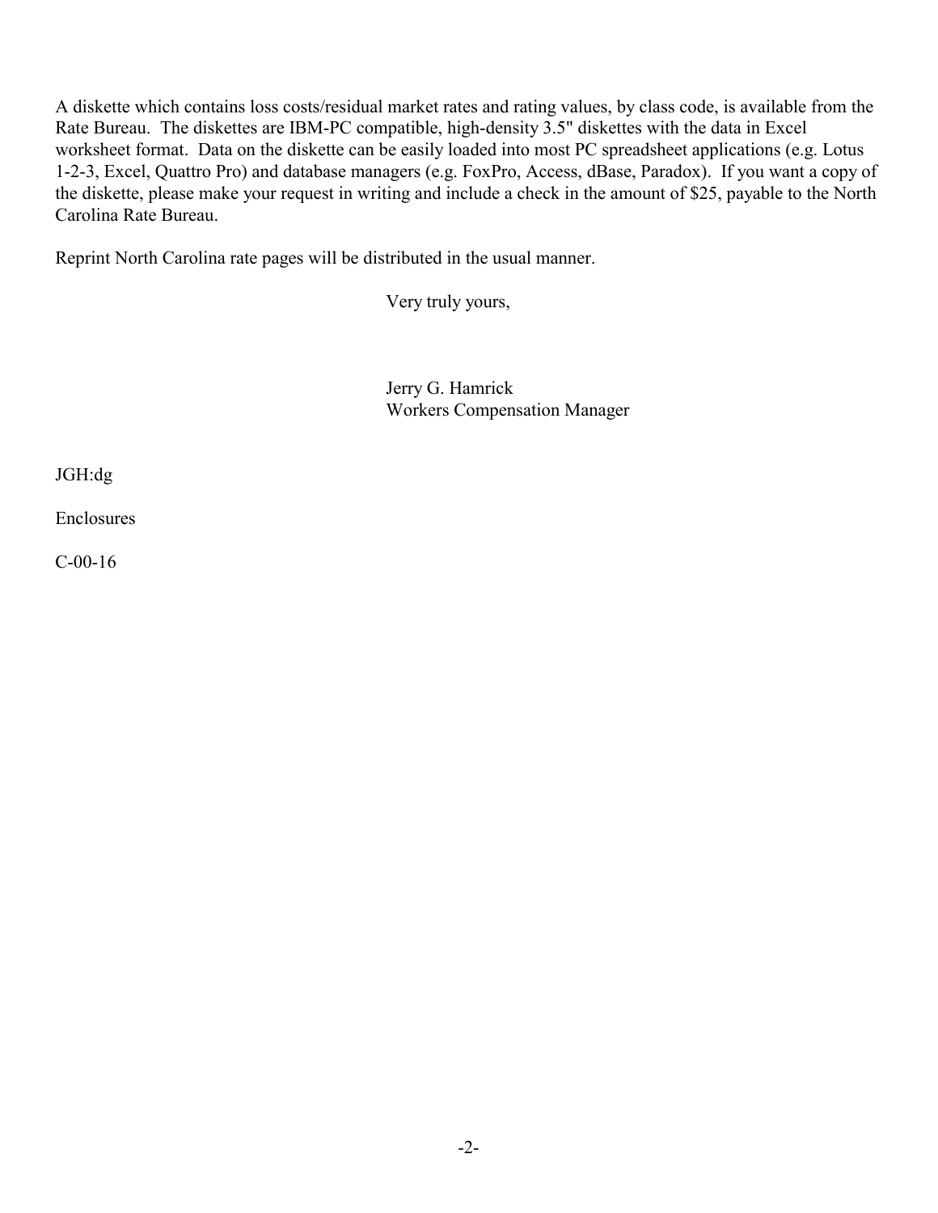A diskette which contains loss costs/residual market rates and rating values, by class code, is available from the Rate Bureau. The diskettes are IBM-PC compatible, high-density 3.5" diskettes with the data in Excel worksheet format. Data on the diskette can be easily loaded into most PC spreadsheet applications (e.g. Lotus 1-2-3, Excel, Quattro Pro) and database managers (e.g. FoxPro, Access, dBase, Paradox). If you want a copy of the diskette, please make your request in writing and include a check in the amount of $25, payable to the North Carolina Rate Bureau.

Reprint North Carolina rate pages will be distributed in the usual manner.

Very truly yours,

Jerry G. Hamrick
Workers Compensation Manager

JGH:dg

Enclosures

C-00-16